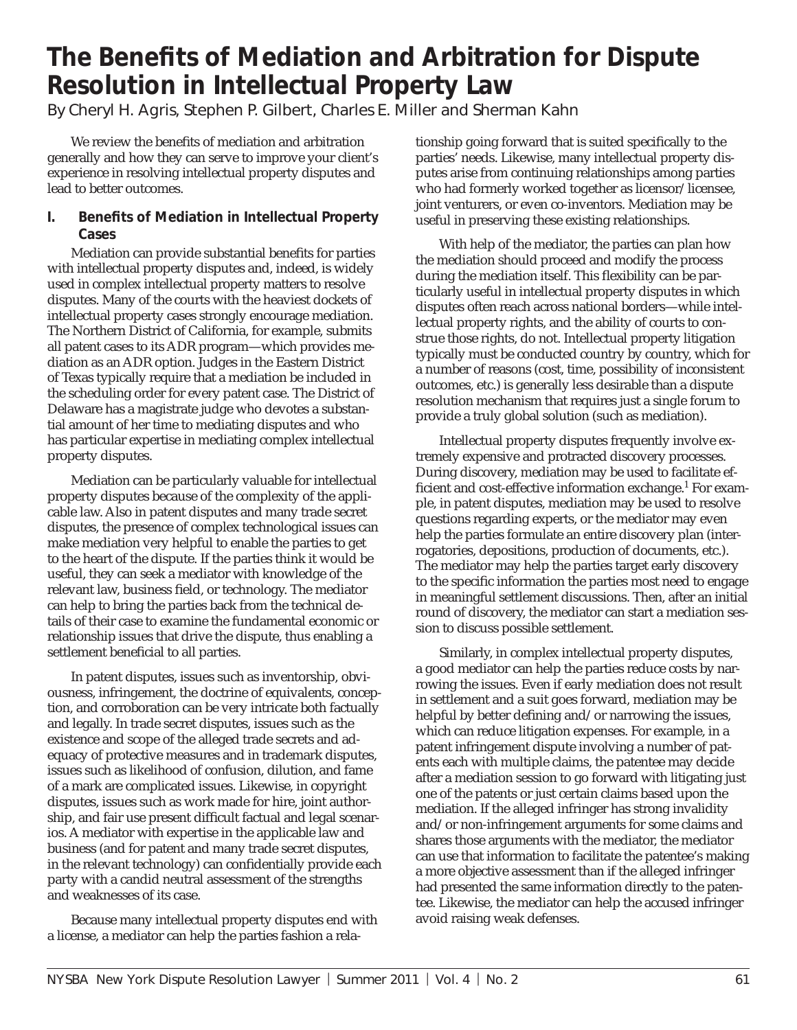# The Benefits of Mediation and Arbitration for Dispute Resolution in Intellectual Property Law

By Cheryl H. Agris, Stephen P. Gilbert, Charles E. Miller and Sherman Kahn

We review the benefits of mediation and arbitration generally and how they can serve to improve your client's experience in resolving intellectual property disputes and lead to better outcomes.

## I. Benefits of Mediation in Intellectual Property Cases

Mediation can provide substantial benefits for parties with intellectual property disputes and, indeed, is widely used in complex intellectual property matters to resolve disputes. Many of the courts with the heaviest dockets of intellectual property cases strongly encourage mediation. The Northern District of California, for example, submits all patent cases to its ADR program—which provides mediation as an ADR option. Judges in the Eastern District of Texas typically require that a mediation be included in the scheduling order for every patent case. The District of Delaware has a magistrate judge who devotes a substantial amount of her time to mediating disputes and who has particular expertise in mediating complex intellectual property disputes.

Mediation can be particularly valuable for intellectual property disputes because of the complexity of the applicable law. Also in patent disputes and many trade secret disputes, the presence of complex technological issues can make mediation very helpful to enable the parties to get to the heart of the dispute. If the parties think it would be useful, they can seek a mediator with knowledge of the relevant law, business field, or technology. The mediator can help to bring the parties back from the technical details of their case to examine the fundamental economic or relationship issues that drive the dispute, thus enabling a settlement beneficial to all parties.

In patent disputes, issues such as inventorship, obviousness, infringement, the doctrine of equivalents, conception, and corroboration can be very intricate both factually and legally. In trade secret disputes, issues such as the existence and scope of the alleged trade secrets and adequacy of protective measures and in trademark disputes, issues such as likelihood of confusion, dilution, and fame of a mark are complicated issues. Likewise, in copyright disputes, issues such as work made for hire, joint authorship, and fair use present difficult factual and legal scenarios. A mediator with expertise in the applicable law and business (and for patent and many trade secret disputes, in the relevant technology) can confidentially provide each party with a candid neutral assessment of the strengths and weaknesses of its case.

Because many intellectual property disputes end with a license, a mediator can help the parties fashion a relationship going forward that is suited specifically to the parties' needs. Likewise, many intellectual property disputes arise from continuing relationships among parties who had formerly worked together as licensor/licensee, joint venturers, or even co-inventors. Mediation may be useful in preserving these existing relationships.

With help of the mediator, the parties can plan how the mediation should proceed and modify the process during the mediation itself. This flexibility can be particularly useful in intellectual property disputes in which disputes often reach across national borders—while intellectual property rights, and the ability of courts to construe those rights, do not. Intellectual property litigation typically must be conducted country by country, which for a number of reasons (cost, time, possibility of inconsistent outcomes, etc.) is generally less desirable than a dispute resolution mechanism that requires just a single forum to provide a truly global solution (such as mediation).

Intellectual property disputes frequently involve extremely expensive and protracted discovery processes. During discovery, mediation may be used to facilitate efficient and cost-effective information exchange.[1] For example, in patent disputes, mediation may be used to resolve questions regarding experts, or the mediator may even help the parties formulate an entire discovery plan (interrogatories, depositions, production of documents, etc.). The mediator may help the parties target early discovery to the specific information the parties most need to engage in meaningful settlement discussions. Then, after an initial round of discovery, the mediator can start a mediation session to discuss possible settlement.

Similarly, in complex intellectual property disputes, a good mediator can help the parties reduce costs by narrowing the issues. Even if early mediation does not result in settlement and a suit goes forward, mediation may be helpful by better defining and/or narrowing the issues, which can reduce litigation expenses. For example, in a patent infringement dispute involving a number of patents each with multiple claims, the patentee may decide after a mediation session to go forward with litigating just one of the patents or just certain claims based upon the mediation. If the alleged infringer has strong invalidity and/or non-infringement arguments for some claims and shares those arguments with the mediator, the mediator can use that information to facilitate the patentee's making a more objective assessment than if the alleged infringer had presented the same information directly to the patentee. Likewise, the mediator can help the accused infringer avoid raising weak defenses.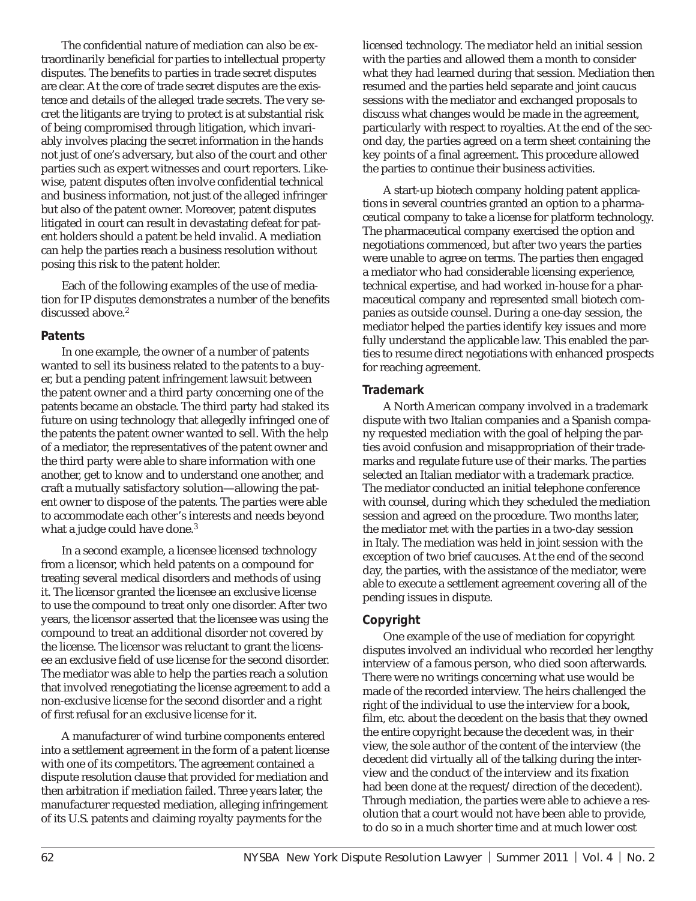The confidential nature of mediation can also be extraordinarily beneficial for parties to intellectual property disputes. The benefits to parties in trade secret disputes are clear. At the core of trade secret disputes are the existence and details of the alleged trade secrets. The very secret the litigants are trying to protect is at substantial risk of being compromised through litigation, which invariably involves placing the secret information in the hands not just of one's adversary, but also of the court and other parties such as expert witnesses and court reporters. Likewise, patent disputes often involve confidential technical and business information, not just of the alleged infringer but also of the patent owner. Moreover, patent disputes litigated in court can result in devastating defeat for patent holders should a patent be held invalid. A mediation can help the parties reach a business resolution without posing this risk to the patent holder.

Each of the following examples of the use of mediation for IP disputes demonstrates a number of the benefits discussed above.[2]

### Patents

In one example, the owner of a number of patents wanted to sell its business related to the patents to a buyer, but a pending patent infringement lawsuit between the patent owner and a third party concerning one of the patents became an obstacle. The third party had staked its future on using technology that allegedly infringed one of the patents the patent owner wanted to sell. With the help of a mediator, the representatives of the patent owner and the third party were able to share information with one another, get to know and to understand one another, and craft a mutually satisfactory solution—allowing the patent owner to dispose of the patents. The parties were able to accommodate each other's interests and needs beyond what a judge could have done.[3]

In a second example, a licensee licensed technology from a licensor, which held patents on a compound for treating several medical disorders and methods of using it. The licensor granted the licensee an exclusive license to use the compound to treat only one disorder. After two years, the licensor asserted that the licensee was using the compound to treat an additional disorder not covered by the license. The licensor was reluctant to grant the licensee an exclusive field of use license for the second disorder. The mediator was able to help the parties reach a solution that involved renegotiating the license agreement to add a non-exclusive license for the second disorder and a right of first refusal for an exclusive license for it.

A manufacturer of wind turbine components entered into a settlement agreement in the form of a patent license with one of its competitors. The agreement contained a dispute resolution clause that provided for mediation and then arbitration if mediation failed. Three years later, the manufacturer requested mediation, alleging infringement of its U.S. patents and claiming royalty payments for the licensed technology. The mediator held an initial session with the parties and allowed them a month to consider what they had learned during that session. Mediation then resumed and the parties held separate and joint caucus sessions with the mediator and exchanged proposals to discuss what changes would be made in the agreement, particularly with respect to royalties. At the end of the second day, the parties agreed on a term sheet containing the key points of a final agreement. This procedure allowed the parties to continue their business activities.

A start-up biotech company holding patent applications in several countries granted an option to a pharmaceutical company to take a license for platform technology. The pharmaceutical company exercised the option and negotiations commenced, but after two years the parties were unable to agree on terms. The parties then engaged a mediator who had considerable licensing experience, technical expertise, and had worked in-house for a pharmaceutical company and represented small biotech companies as outside counsel. During a one-day session, the mediator helped the parties identify key issues and more fully understand the applicable law. This enabled the parties to resume direct negotiations with enhanced prospects for reaching agreement.

### Trademark

A North American company involved in a trademark dispute with two Italian companies and a Spanish company requested mediation with the goal of helping the parties avoid confusion and misappropriation of their trademarks and regulate future use of their marks. The parties selected an Italian mediator with a trademark practice. The mediator conducted an initial telephone conference with counsel, during which they scheduled the mediation session and agreed on the procedure. Two months later, the mediator met with the parties in a two-day session in Italy. The mediation was held in joint session with the exception of two brief caucuses. At the end of the second day, the parties, with the assistance of the mediator, were able to execute a settlement agreement covering all of the pending issues in dispute.

### Copyright

One example of the use of mediation for copyright disputes involved an individual who recorded her lengthy interview of a famous person, who died soon afterwards. There were no writings concerning what use would be made of the recorded interview. The heirs challenged the right of the individual to use the interview for a book, film, etc. about the decedent on the basis that they owned the entire copyright because the decedent was, in their view, the sole author of the content of the interview (the decedent did virtually all of the talking during the interview and the conduct of the interview and its fixation had been done at the request/direction of the decedent). Through mediation, the parties were able to achieve a resolution that a court would not have been able to provide, to do so in a much shorter time and at much lower cost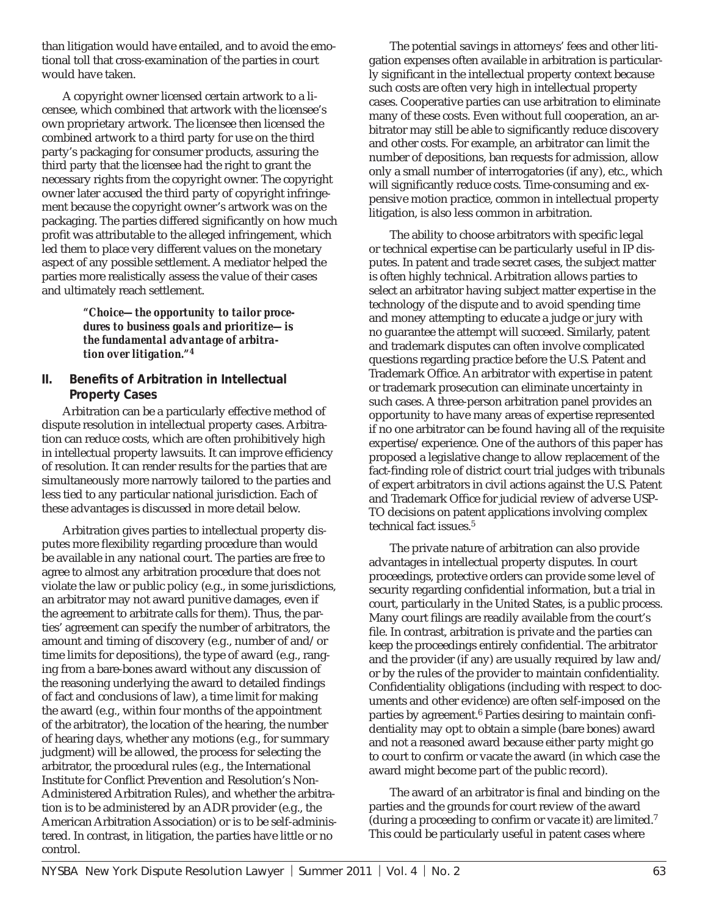than litigation would have entailed, and to avoid the emotional toll that cross-examination of the parties in court would have taken.

A copyright owner licensed certain artwork to a licensee, which combined that artwork with the licensee's own proprietary artwork. The licensee then licensed the combined artwork to a third party for use on the third party's packaging for consumer products, assuring the third party that the licensee had the right to grant the necessary rights from the copyright owner. The copyright owner later accused the third party of copyright infringement because the copyright owner's artwork was on the packaging. The parties differed significantly on how much profit was attributable to the alleged infringement, which led them to place very different values on the monetary aspect of any possible settlement. A mediator helped the parties more realistically assess the value of their cases and ultimately reach settlement.

> ***"Choice—the opportunity to tailor procedures to business goals and prioritize—is the fundamental advantage of arbitration over litigation."[4]***

## II. Benefits of Arbitration in Intellectual Property Cases

Arbitration can be a particularly effective method of dispute resolution in intellectual property cases. Arbitration can reduce costs, which are often prohibitively high in intellectual property lawsuits. It can improve efficiency of resolution. It can render results for the parties that are simultaneously more narrowly tailored to the parties and less tied to any particular national jurisdiction. Each of these advantages is discussed in more detail below.

Arbitration gives parties to intellectual property disputes more flexibility regarding procedure than would be available in any national court. The parties are free to agree to almost any arbitration procedure that does not violate the law or public policy (e.g., in some jurisdictions, an arbitrator may not award punitive damages, even if the agreement to arbitrate calls for them). Thus, the parties' agreement can specify the number of arbitrators, the amount and timing of discovery (e.g., number of and/or time limits for depositions), the type of award (e.g., ranging from a bare-bones award without any discussion of the reasoning underlying the award to detailed findings of fact and conclusions of law), a time limit for making the award (e.g., within four months of the appointment of the arbitrator), the location of the hearing, the number of hearing days, whether any motions (e.g., for summary judgment) will be allowed, the process for selecting the arbitrator, the procedural rules (e.g., the International Institute for Conflict Prevention and Resolution's Non-Administered Arbitration Rules), and whether the arbitration is to be administered by an ADR provider (e.g., the American Arbitration Association) or is to be self-administered. In contrast, in litigation, the parties have little or no control.

The potential savings in attorneys' fees and other litigation expenses often available in arbitration is particularly significant in the intellectual property context because such costs are often very high in intellectual property cases. Cooperative parties can use arbitration to eliminate many of these costs. Even without full cooperation, an arbitrator may still be able to significantly reduce discovery and other costs. For example, an arbitrator can limit the number of depositions, ban requests for admission, allow only a small number of interrogatories (if any), etc., which will significantly reduce costs. Time-consuming and expensive motion practice, common in intellectual property litigation, is also less common in arbitration.

The ability to choose arbitrators with specific legal or technical expertise can be particularly useful in IP disputes. In patent and trade secret cases, the subject matter is often highly technical. Arbitration allows parties to select an arbitrator having subject matter expertise in the technology of the dispute and to avoid spending time and money attempting to educate a judge or jury with no guarantee the attempt will succeed. Similarly, patent and trademark disputes can often involve complicated questions regarding practice before the U.S. Patent and Trademark Office. An arbitrator with expertise in patent or trademark prosecution can eliminate uncertainty in such cases. A three-person arbitration panel provides an opportunity to have many areas of expertise represented if no one arbitrator can be found having all of the requisite expertise/experience. One of the authors of this paper has proposed a legislative change to allow replacement of the fact-finding role of district court trial judges with tribunals of expert arbitrators in civil actions against the U.S. Patent and Trademark Office for judicial review of adverse USPTO decisions on patent applications involving complex technical fact issues.[5]

The private nature of arbitration can also provide advantages in intellectual property disputes. In court proceedings, protective orders can provide some level of security regarding confidential information, but a trial in court, particularly in the United States, is a public process. Many court filings are readily available from the court's file. In contrast, arbitration is private and the parties can keep the proceedings entirely confidential. The arbitrator and the provider (if any) are usually required by law and/or by the rules of the provider to maintain confidentiality. Confidentiality obligations (including with respect to documents and other evidence) are often self-imposed on the parties by agreement.[6] Parties desiring to maintain confidentiality may opt to obtain a simple (bare bones) award and not a reasoned award because either party might go to court to confirm or vacate the award (in which case the award might become part of the public record).

The award of an arbitrator is final and binding on the parties and the grounds for court review of the award (during a proceeding to confirm or vacate it) are limited.[7] This could be particularly useful in patent cases where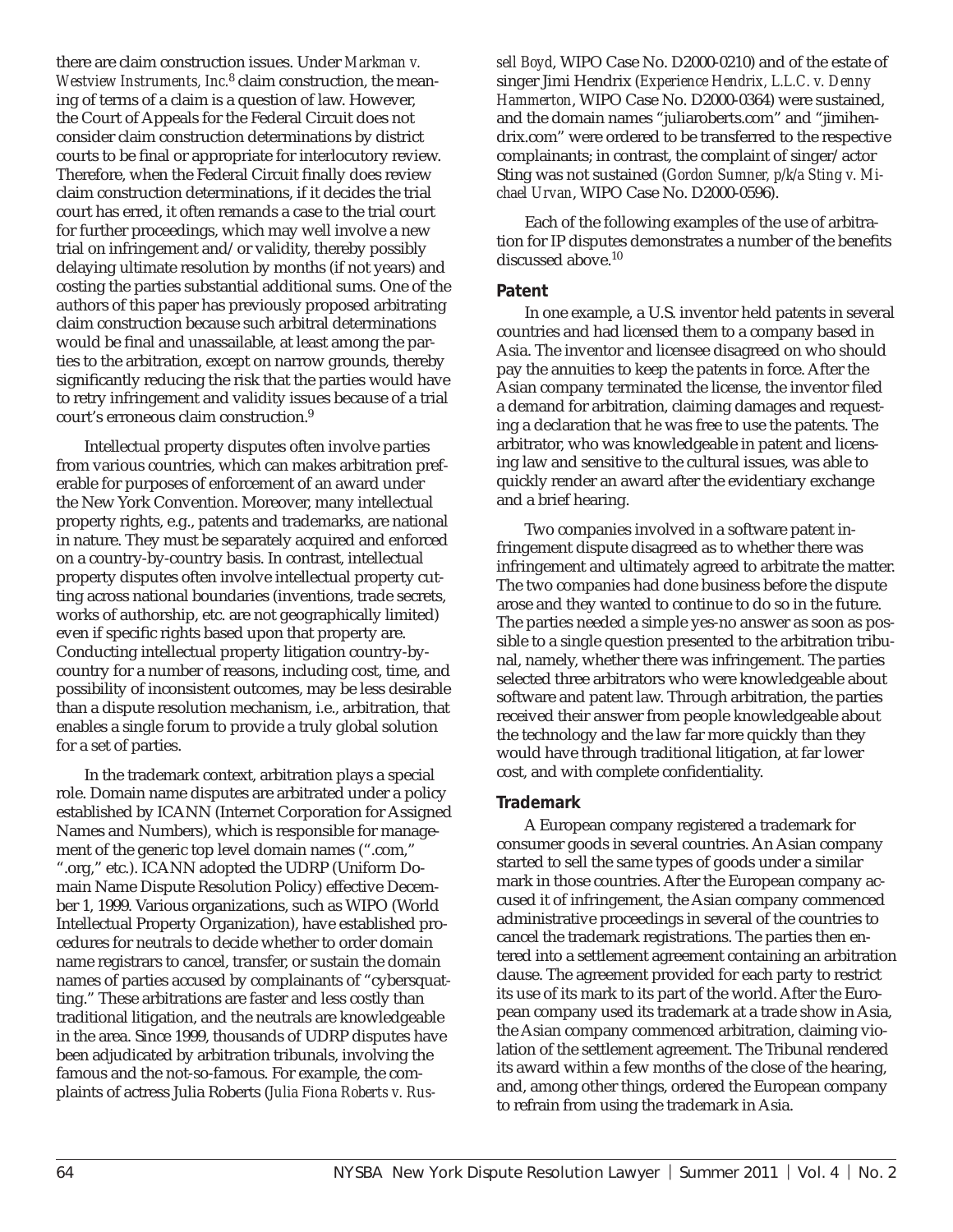there are claim construction issues. Under *Markman v. Westview Instruments, Inc.*[8] claim construction, the meaning of terms of a claim is a question of law. However, the Court of Appeals for the Federal Circuit does not consider claim construction determinations by district courts to be final or appropriate for interlocutory review. Therefore, when the Federal Circuit finally does review claim construction determinations, if it decides the trial court has erred, it often remands a case to the trial court for further proceedings, which may well involve a new trial on infringement and/or validity, thereby possibly delaying ultimate resolution by months (if not years) and costing the parties substantial additional sums. One of the authors of this paper has previously proposed arbitrating claim construction because such arbitral determinations would be final and unassailable, at least among the parties to the arbitration, except on narrow grounds, thereby significantly reducing the risk that the parties would have to retry infringement and validity issues because of a trial court's erroneous claim construction.[9]

Intellectual property disputes often involve parties from various countries, which can makes arbitration preferable for purposes of enforcement of an award under the New York Convention. Moreover, many intellectual property rights, e.g., patents and trademarks, are national in nature. They must be separately acquired and enforced on a country-by-country basis. In contrast, intellectual property disputes often involve intellectual property cutting across national boundaries (inventions, trade secrets, works of authorship, etc. are not geographically limited) even if specific rights based upon that property are. Conducting intellectual property litigation country-by-country for a number of reasons, including cost, time, and possibility of inconsistent outcomes, may be less desirable than a dispute resolution mechanism, i.e., arbitration, that enables a single forum to provide a truly global solution for a set of parties.

In the trademark context, arbitration plays a special role. Domain name disputes are arbitrated under a policy established by ICANN (Internet Corporation for Assigned Names and Numbers), which is responsible for management of the generic top level domain names (".com," ".org," etc.). ICANN adopted the UDRP (Uniform Domain Name Dispute Resolution Policy) effective December 1, 1999. Various organizations, such as WIPO (World Intellectual Property Organization), have established procedures for neutrals to decide whether to order domain name registrars to cancel, transfer, or sustain the domain names of parties accused by complainants of "cybersquatting." These arbitrations are faster and less costly than traditional litigation, and the neutrals are knowledgeable in the area. Since 1999, thousands of UDRP disputes have been adjudicated by arbitration tribunals, involving the famous and the not-so-famous. For example, the complaints of actress Julia Roberts (*Julia Fiona Roberts v. Russell Boyd*, WIPO Case No. D2000-0210) and of the estate of singer Jimi Hendrix (*Experience Hendrix, L.L.C. v. Denny Hammerton*, WIPO Case No. D2000-0364) were sustained, and the domain names "juliaroberts.com" and "jimihendrix.com" were ordered to be transferred to the respective complainants; in contrast, the complaint of singer/actor Sting was not sustained (*Gordon Sumner, p/k/a Sting v. Michael Urvan*, WIPO Case No. D2000-0596).

Each of the following examples of the use of arbitration for IP disputes demonstrates a number of the benefits discussed above.[10]

### Patent

In one example, a U.S. inventor held patents in several countries and had licensed them to a company based in Asia. The inventor and licensee disagreed on who should pay the annuities to keep the patents in force. After the Asian company terminated the license, the inventor filed a demand for arbitration, claiming damages and requesting a declaration that he was free to use the patents. The arbitrator, who was knowledgeable in patent and licensing law and sensitive to the cultural issues, was able to quickly render an award after the evidentiary exchange and a brief hearing.

Two companies involved in a software patent infringement dispute disagreed as to whether there was infringement and ultimately agreed to arbitrate the matter. The two companies had done business before the dispute arose and they wanted to continue to do so in the future. The parties needed a simple yes-no answer as soon as possible to a single question presented to the arbitration tribunal, namely, whether there was infringement. The parties selected three arbitrators who were knowledgeable about software and patent law. Through arbitration, the parties received their answer from people knowledgeable about the technology and the law far more quickly than they would have through traditional litigation, at far lower cost, and with complete confidentiality.

### Trademark

A European company registered a trademark for consumer goods in several countries. An Asian company started to sell the same types of goods under a similar mark in those countries. After the European company accused it of infringement, the Asian company commenced administrative proceedings in several of the countries to cancel the trademark registrations. The parties then entered into a settlement agreement containing an arbitration clause. The agreement provided for each party to restrict its use of its mark to its part of the world. After the European company used its trademark at a trade show in Asia, the Asian company commenced arbitration, claiming violation of the settlement agreement. The Tribunal rendered its award within a few months of the close of the hearing, and, among other things, ordered the European company to refrain from using the trademark in Asia.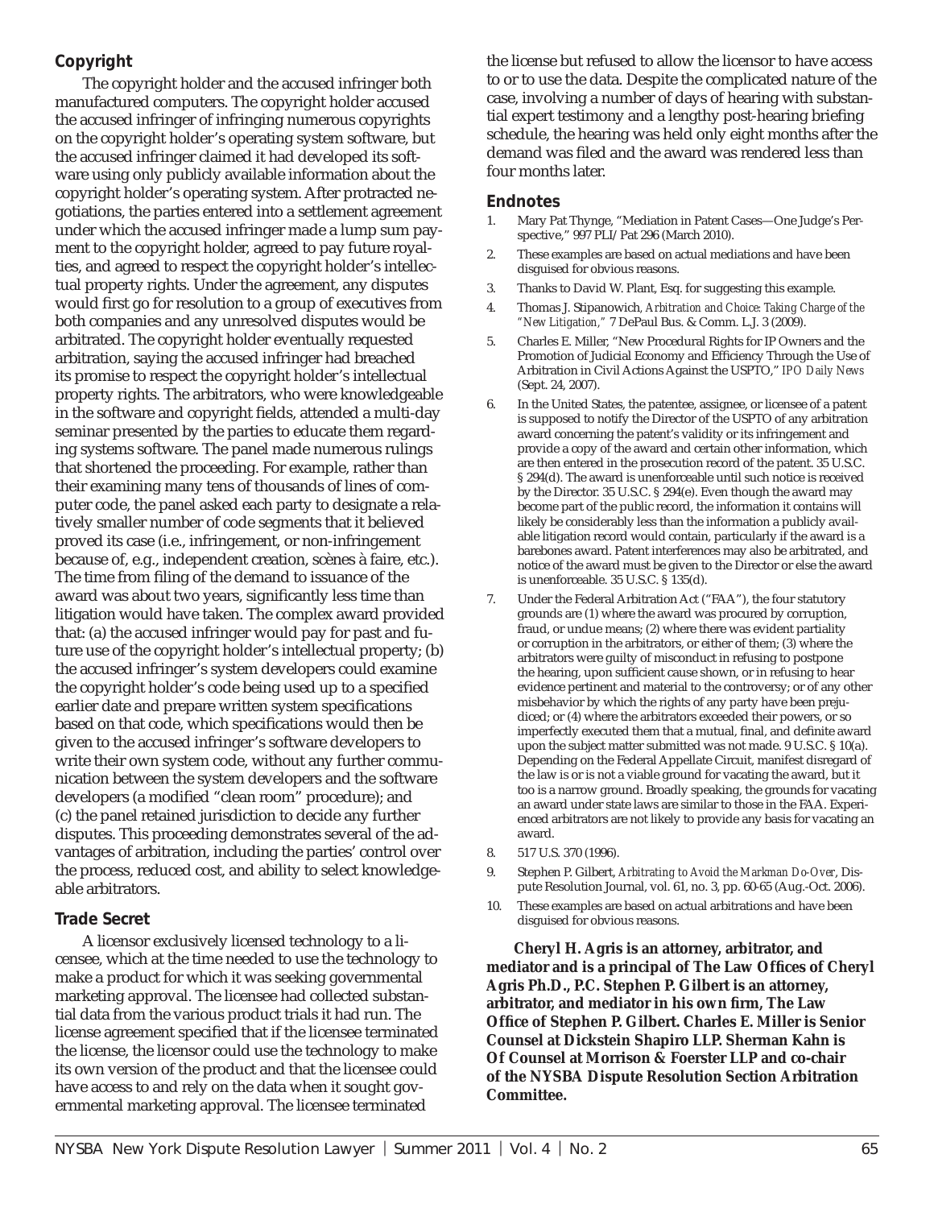### Copyright

The copyright holder and the accused infringer both manufactured computers. The copyright holder accused the accused infringer of infringing numerous copyrights on the copyright holder's operating system software, but the accused infringer claimed it had developed its software using only publicly available information about the copyright holder's operating system. After protracted negotiations, the parties entered into a settlement agreement under which the accused infringer made a lump sum payment to the copyright holder, agreed to pay future royalties, and agreed to respect the copyright holder's intellectual property rights. Under the agreement, any disputes would first go for resolution to a group of executives from both companies and any unresolved disputes would be arbitrated. The copyright holder eventually requested arbitration, saying the accused infringer had breached its promise to respect the copyright holder's intellectual property rights. The arbitrators, who were knowledgeable in the software and copyright fields, attended a multi-day seminar presented by the parties to educate them regarding systems software. The panel made numerous rulings that shortened the proceeding. For example, rather than their examining many tens of thousands of lines of computer code, the panel asked each party to designate a relatively smaller number of code segments that it believed proved its case (i.e., infringement, or non-infringement because of, e.g., independent creation, scènes à faire, etc.). The time from filing of the demand to issuance of the award was about two years, significantly less time than litigation would have taken. The complex award provided that: (a) the accused infringer would pay for past and future use of the copyright holder's intellectual property; (b) the accused infringer's system developers could examine the copyright holder's code being used up to a specified earlier date and prepare written system specifications based on that code, which specifications would then be given to the accused infringer's software developers to write their own system code, without any further communication between the system developers and the software developers (a modified "clean room" procedure); and (c) the panel retained jurisdiction to decide any further disputes. This proceeding demonstrates several of the advantages of arbitration, including the parties' control over the process, reduced cost, and ability to select knowledgeable arbitrators.

### Trade Secret

A licensor exclusively licensed technology to a licensee, which at the time needed to use the technology to make a product for which it was seeking governmental marketing approval. The licensee had collected substantial data from the various product trials it had run. The license agreement specified that if the licensee terminated the license, the licensor could use the technology to make its own version of the product and that the licensee could have access to and rely on the data when it sought governmental marketing approval. The licensee terminated the license but refused to allow the licensor to have access to or to use the data. Despite the complicated nature of the case, involving a number of days of hearing with substantial expert testimony and a lengthy post-hearing briefing schedule, the hearing was held only eight months after the demand was filed and the award was rendered less than four months later.

### Endnotes

1. Mary Pat Thynge, "Mediation in Patent Cases—One Judge's Perspective," 997 PLI/Pat 296 (March 2010).
2. These examples are based on actual mediations and have been disguised for obvious reasons.
3. Thanks to David W. Plant, Esq. for suggesting this example.
4. Thomas J. Stipanowich, *Arbitration and Choice: Taking Charge of the "New Litigation,"* 7 DePaul Bus. & Comm. L.J. 3 (2009).
5. Charles E. Miller, "New Procedural Rights for IP Owners and the Promotion of Judicial Economy and Efficiency Through the Use of Arbitration in Civil Actions Against the USPTO," *IPO Daily News* (Sept. 24, 2007).
6. In the United States, the patentee, assignee, or licensee of a patent is supposed to notify the Director of the USPTO of any arbitration award concerning the patent's validity or its infringement and provide a copy of the award and certain other information, which are then entered in the prosecution record of the patent. 35 U.S.C. § 294(d). The award is unenforceable until such notice is received by the Director. 35 U.S.C. § 294(e). Even though the award may become part of the public record, the information it contains will likely be considerably less than the information a publicly available litigation record would contain, particularly if the award is a barebones award. Patent interferences may also be arbitrated, and notice of the award must be given to the Director or else the award is unenforceable. 35 U.S.C. § 135(d).
7. Under the Federal Arbitration Act ("FAA"), the four statutory grounds are (1) where the award was procured by corruption, fraud, or undue means; (2) where there was evident partiality or corruption in the arbitrators, or either of them; (3) where the arbitrators were guilty of misconduct in refusing to postpone the hearing, upon sufficient cause shown, or in refusing to hear evidence pertinent and material to the controversy; or of any other misbehavior by which the rights of any party have been prejudiced; or (4) where the arbitrators exceeded their powers, or so imperfectly executed them that a mutual, final, and definite award upon the subject matter submitted was not made. 9 U.S.C. § 10(a). Depending on the Federal Appellate Circuit, manifest disregard of the law is or is not a viable ground for vacating the award, but it too is a narrow ground. Broadly speaking, the grounds for vacating an award under state laws are similar to those in the FAA. Experienced arbitrators are not likely to provide any basis for vacating an award.
8. 517 U.S. 370 (1996).
9. Stephen P. Gilbert, *Arbitrating to Avoid the Markman Do-Over*, Dispute Resolution Journal, vol. 61, no. 3, pp. 60-65 (Aug.-Oct. 2006).
10. These examples are based on actual arbitrations and have been disguised for obvious reasons.

**Cheryl H. Agris is an attorney, arbitrator, and mediator and is a principal of The Law Offices of Cheryl Agris Ph.D., P.C. Stephen P. Gilbert is an attorney, arbitrator, and mediator in his own firm, The Law Office of Stephen P. Gilbert. Charles E. Miller is Senior Counsel at Dickstein Shapiro LLP. Sherman Kahn is Of Counsel at Morrison & Foerster LLP and co-chair of the NYSBA Dispute Resolution Section Arbitration Committee.**